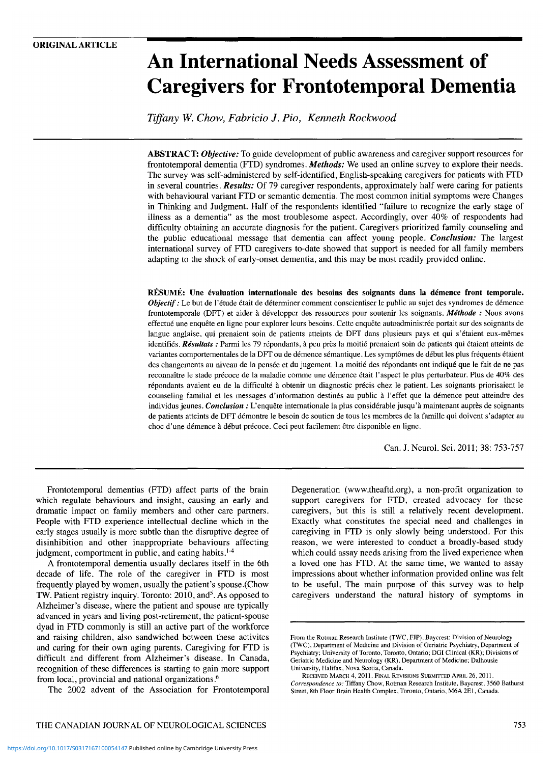ORIGINAL ARTICLE

# An International Needs Assessment of Caregivers for Frontotemporal Dementia

*Tiffany W. Chow, Fabricio J. Pio, Kenneth Rockwood*

**ABSTRACT:** ***Objective:*** To guide development of public awareness and caregiver support resources for frontotemporal dementia (FTD) syndromes. ***Methods:*** We used an online survey to explore their needs. The survey was self-administered by self-identified, English-speaking caregivers for patients with FTD in several countries. ***Results:*** Of 79 caregiver respondents, approximately half were caring for patients with behavioural variant FTD or semantic dementia. The most common initial symptoms were Changes in Thinking and Judgment. Half of the respondents identified "failure to recognize the early stage of illness as a dementia" as the most troublesome aspect. Accordingly, over 40% of respondents had difficulty obtaining an accurate diagnosis for the patient. Caregivers prioritized family counseling and the public educational message that dementia can affect young people. ***Conclusion:*** The largest international survey of FTD caregivers to-date showed that support is needed for all family members adapting to the shock of early-onset dementia, and this may be most readily provided online.

**RÉSUMÉ: Une évaluation internationale des besoins des soignants dans la démence front temporale.** ***Objectif :*** Le but de l'étude était de déterminer comment conscientiser le public au sujet des syndromes de démence frontotemporale (DFT) et aider à développer des ressources pour soutenir les soignants. ***Méthode :*** Nous avons effectué une enquête en ligne pour explorer leurs besoins. Cette enquête autoadministrée portait sur des soignants de langue anglaise, qui prenaient soin de patients atteints de DFT dans plusieurs pays et qui s'étaient eux-mêmes identifiés. ***Résultats :*** Parmi les 79 répondants, à peu près la moitié prenaient soin de patients qui étaient atteints de variantes comportementales de la DFT ou de démence sémantique. Les symptômes de début les plus fréquents étaient des changements au niveau de la pensée et du jugement. La moitié des répondants ont indiqué que le fait de ne pas reconnaître le stade précoce de la maladie comme une démence était l'aspect le plus perturbateur. Plus de 40% des répondants avaient eu de la difficulté à obtenir un diagnostic précis chez le patient. Les soignants priorisaient le counseling familial et les messages d'information destinés au public à l'effet que la démence peut atteindre des individus jeunes. ***Conclusion :*** L'enquête internationale la plus considérable jusqu'à maintenant auprès de soignants de patients atteints de DFT démontre le besoin de soutien de tous les membres de la famille qui doivent s'adapter au choc d'une démence à début précoce. Ceci peut facilement être disponible en ligne.

Can. J. Neurol. Sci. 2011; 38: 753-757

Frontotemporal dementias (FTD) affect parts of the brain which regulate behaviours and insight, causing an early and dramatic impact on family members and other care partners. People with FTD experience intellectual decline which in the early stages usually is more subtle than the disruptive degree of disinhibition and other inappropriate behaviours affecting judgment, comportment in public, and eating habits.[1-4]

A frontotemporal dementia usually declares itself in the 6th decade of life. The role of the caregiver in FTD is most frequently played by women, usually the patient's spouse.(Chow TW. Patient registry inquiry. Toronto: 2010, and[5]. As opposed to Alzheimer's disease, where the patient and spouse are typically advanced in years and living post-retirement, the patient-spouse dyad in FTD commonly is still an active part of the workforce and raising children, also sandwiched between these activites and caring for their own aging parents. Caregiving for FTD is difficult and different from Alzheimer's disease. In Canada, recognition of these differences is starting to gain more support from local, provincial and national organizations.[6]

The 2002 advent of the Association for Frontotemporal Degeneration (www.theaftd.org), a non-profit organization to support caregivers for FTD, created advocacy for these caregivers, but this is still a relatively recent development. Exactly what constitutes the special need and challenges in caregiving in FTD is only slowly being understood. For this reason, we were interested to conduct a broadly-based study which could assay needs arising from the lived experience when a loved one has FTD. At the same time, we wanted to assay impressions about whether information provided online was felt to be useful. The main purpose of this survey was to help caregivers understand the natural history of symptoms in

From the Rotman Research Institute (TWC, FJP), Baycrest; Division of Neurology (TWC), Department of Medicine and Division of Geriatric Psychiatry, Department of Psychiatry; University of Toronto, Toronto, Ontario; DGI Clinical (KR); Divisions of Geriatric Medicine and Neurology (KR), Department of Medicine; Dalhousie University, Halifax, Nova Scotia, Canada.

RECEIVED MARCH 4, 2011. FINAL REVISIONS SUBMITTED APRIL 26, 2011.

*Correspondence to:* Tiffany Chow, Rotman Research Institute, Baycrest, 3560 Bathurst Street, 8th Floor Brain Health Complex, Toronto, Ontario, M6A 2E1, Canada.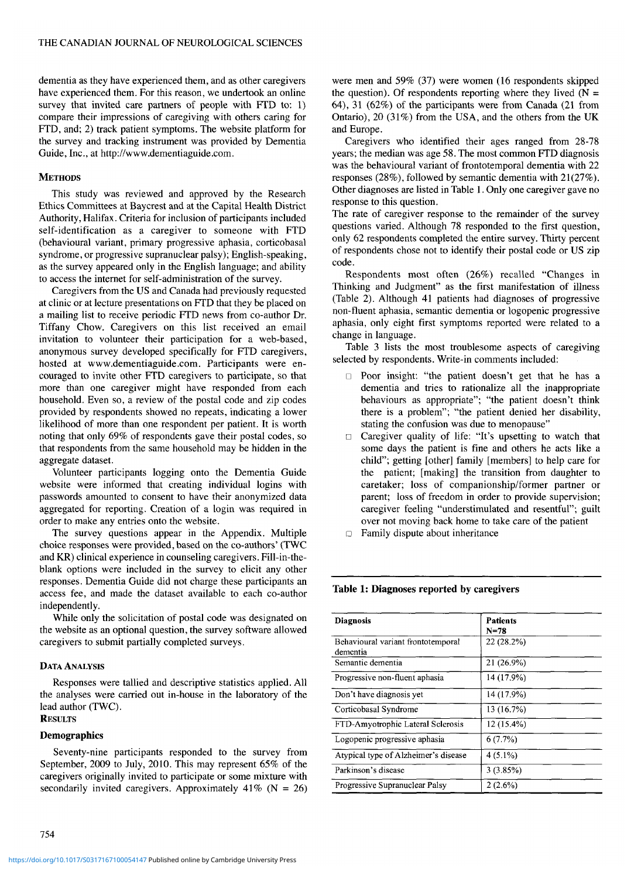dementia as they have experienced them, and as other caregivers have experienced them. For this reason, we undertook an online survey that invited care partners of people with FTD to: 1) compare their impressions of caregiving with others caring for FTD, and; 2) track patient symptoms. The website platform for the survey and tracking instrument was provided by Dementia Guide, Inc., at http://www.dementiaguide.com.

## Methods

This study was reviewed and approved by the Research Ethics Committees at Baycrest and at the Capital Health District Authority, Halifax. Criteria for inclusion of participants included self-identification as a caregiver to someone with FTD (behavioural variant, primary progressive aphasia, corticobasal syndrome, or progressive supranuclear palsy); English-speaking, as the survey appeared only in the English language; and ability to access the internet for self-administration of the survey.

Caregivers from the US and Canada had previously requested at clinic or at lecture presentations on FTD that they be placed on a mailing list to receive periodic FTD news from co-author Dr. Tiffany Chow. Caregivers on this list received an email invitation to volunteer their participation for a web-based, anonymous survey developed specifically for FTD caregivers, hosted at www.dementiaguide.com. Participants were encouraged to invite other FTD caregivers to participate, so that more than one caregiver might have responded from each household. Even so, a review of the postal code and zip codes provided by respondents showed no repeats, indicating a lower likelihood of more than one respondent per patient. It is worth noting that only 69% of respondents gave their postal codes, so that respondents from the same household may be hidden in the aggregate dataset.

Volunteer participants logging onto the Dementia Guide website were informed that creating individual logins with passwords amounted to consent to have their anonymized data aggregated for reporting. Creation of a login was required in order to make any entries onto the website.

The survey questions appear in the Appendix. Multiple choice responses were provided, based on the co-authors' (TWC and KR) clinical experience in counseling caregivers. Fill-in-the-blank options were included in the survey to elicit any other responses. Dementia Guide did not charge these participants an access fee, and made the dataset available to each co-author independently.

While only the solicitation of postal code was designated on the website as an optional question, the survey software allowed caregivers to submit partially completed surveys.

## Data Analysis

Responses were tallied and descriptive statistics applied. All the analyses were carried out in-house in the laboratory of the lead author (TWC).

## Results

### Demographics

Seventy-nine participants responded to the survey from September, 2009 to July, 2010. This may represent 65% of the caregivers originally invited to participate or some mixture with secondarily invited caregivers. Approximately 41% (N = 26) were men and 59% (37) were women (16 respondents skipped the question). Of respondents reporting where they lived (N = 64), 31 (62%) of the participants were from Canada (21 from Ontario), 20 (31%) from the USA, and the others from the UK and Europe.

Caregivers who identified their ages ranged from 28-78 years; the median was age 58. The most common FTD diagnosis was the behavioural variant of frontotemporal dementia with 22 responses (28%), followed by semantic dementia with 21(27%). Other diagnoses are listed in Table 1. Only one caregiver gave no response to this question.

The rate of caregiver response to the remainder of the survey questions varied. Although 78 responded to the first question, only 62 respondents completed the entire survey. Thirty percent of respondents chose not to identify their postal code or US zip code.

Respondents most often (26%) recalled "Changes in Thinking and Judgment" as the first manifestation of illness (Table 2). Although 41 patients had diagnoses of progressive non-fluent aphasia, semantic dementia or logopenic progressive aphasia, only eight first symptoms reported were related to a change in language.

Table 3 lists the most troublesome aspects of caregiving selected by respondents. Write-in comments included:

- Poor insight: "the patient doesn't get that he has a dementia and tries to rationalize all the inappropriate behaviours as appropriate"; "the patient doesn't think there is a problem"; "the patient denied her disability, stating the confusion was due to menopause"
- Caregiver quality of life: "It's upsetting to watch that some days the patient is fine and others he acts like a child"; getting [other] family [members] to help care for the patient; [making] the transition from daughter to caretaker; loss of companionship/former partner or parent; loss of freedom in order to provide supervision; caregiver feeling "understimulated and resentful"; guilt over not moving back home to take care of the patient
- Family dispute about inheritance

**Table 1: Diagnoses reported by caregivers**

| Diagnosis | Patients N=78 |
|---|---|
| Behavioural variant frontotemporal dementia | 22 (28.2%) |
| Semantic dementia | 21 (26.9%) |
| Progressive non-fluent aphasia | 14 (17.9%) |
| Don't have diagnosis yet | 14 (17.9%) |
| Corticobasal Syndrome | 13 (16.7%) |
| FTD-Amyotrophic Lateral Sclerosis | 12 (15.4%) |
| Logopenic progressive aphasia | 6 (7.7%) |
| Atypical type of Alzheimer's disease | 4 (5.1%) |
| Parkinson's disease | 3 (3.85%) |
| Progressive Supranuclear Palsy | 2 (2.6%) |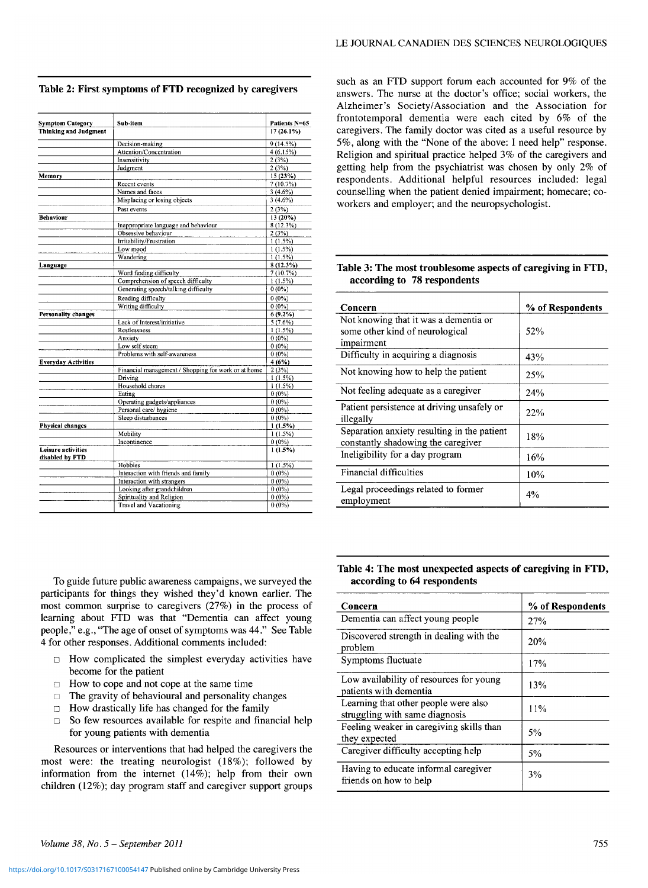**Table 2: First symptoms of FTD recognized by caregivers**

| Symptom Category | Sub-item | Patients N=65 |
|---|---|---|
| **Thinking and Judgment** | | **17 (26.1%)** |
| | Decision-making | 9 (14.5%) |
| | Attention/Concentration | 4 (6.15%) |
| | Insensitivity | 2 (3%) |
| | Judgment | 2 (3%) |
| **Memory** | | **15 (23%)** |
| | Recent events | 7 (10.7%) |
| | Names and faces | 3 (4.6%) |
| | Misplacing or losing objects | 3 (4.6%) |
| | Past events | 2 (3%) |
| **Behaviour** | | **13 (20%)** |
| | Inappropriate language and behaviour | 8 (12.3%) |
| | Obsessive behaviour | 2 (3%) |
| | Irritability/Frustration | 1 (1.5%) |
| | Low mood | 1 (1.5%) |
| | Wandering | 1 (1.5%) |
| **Language** | | **8 (12.3%)** |
| | Word finding difficulty | 7 (10.7%) |
| | Comprehension of speech difficulty | 1 (1.5%) |
| | Generating speech/talking difficulty | 0 (0%) |
| | Reading difficulty | 0 (0%) |
| | Writing difficulty | 0 (0%) |
| **Personality changes** | | **6 (9.2%)** |
| | Lack of Interest/initiative | 5 (7.6%) |
| | Restlessness | 1 (1.5%) |
| | Anxiety | 0 (0%) |
| | Low self steem | 0 (0%) |
| | Problems with self-awareness | 0 (0%) |
| **Everyday Activities** | | **4 (6%)** |
| | Financial management / Shopping for work or at home | 2 (3%) |
| | Driving | 1 (1.5%) |
| | Household chores | 1 (1.5%) |
| | Eating | 0 (0%) |
| | Operating gadgets/appliances | 0 (0%) |
| | Personal care/ hygiene | 0 (0%) |
| | Sleep disturbances | 0 (0%) |
| **Physical changes** | | **1 (1.5%)** |
| | Mobility | 1 (1.5%) |
| | Incontinence | 0 (0%) |
| **Leisure activities disabled by FTD** | | **1 (1.5%)** |
| | Hobbies | 1 (1.5%) |
| | Interaction with friends and family | 0 (0%) |
| | Interaction with strangers | 0 (0%) |
| | Looking after grandchildren | 0 (0%) |
| | Spirituality and Religion | 0 (0%) |
| | Travel and Vacationing | 0 (0%) |

To guide future public awareness campaigns, we surveyed the participants for things they wished they'd known earlier. The most common surprise to caregivers (27%) in the process of learning about FTD was that "Dementia can affect young people," e.g., "The age of onset of symptoms was 44." See Table 4 for other responses. Additional comments included:

- How complicated the simplest everyday activities have become for the patient
- How to cope and not cope at the same time
- The gravity of behavioural and personality changes
- How drastically life has changed for the family
- So few resources available for respite and financial help for young patients with dementia

Resources or interventions that had helped the caregivers the most were: the treating neurologist (18%); followed by information from the internet (14%); help from their own children (12%); day program staff and caregiver support groups such as an FTD support forum each accounted for 9% of the answers. The nurse at the doctor's office; social workers, the Alzheimer's Society/Association and the Association for frontotemporal dementia were each cited by 6% of the caregivers. The family doctor was cited as a useful resource by 5%, along with the "None of the above: I need help" response. Religion and spiritual practice helped 3% of the caregivers and getting help from the psychiatrist was chosen by only 2% of respondents. Additional helpful resources included: legal counselling when the patient denied impairment; homecare; co-workers and employer; and the neuropsychologist.

**Table 3: The most troublesome aspects of caregiving in FTD, according to 78 respondents**

| Concern | % of Respondents |
|---|---|
| Not knowing that it was a dementia or some other kind of neurological impairment | 52% |
| Difficulty in acquiring a diagnosis | 43% |
| Not knowing how to help the patient | 25% |
| Not feeling adequate as a caregiver | 24% |
| Patient persistence at driving unsafely or illegally | 22% |
| Separation anxiety resulting in the patient constantly shadowing the caregiver | 18% |
| Ineligibility for a day program | 16% |
| Financial difficulties | 10% |
| Legal proceedings related to former employment | 4% |

**Table 4: The most unexpected aspects of caregiving in FTD, according to 64 respondents**

| Concern | % of Respondents |
|---|---|
| Dementia can affect young people | 27% |
| Discovered strength in dealing with the problem | 20% |
| Symptoms fluctuate | 17% |
| Low availability of resources for young patients with dementia | 13% |
| Learning that other people were also struggling with same diagnosis | 11% |
| Feeling weaker in caregiving skills than they expected | 5% |
| Caregiver difficulty accepting help | 5% |
| Having to educate informal caregiver friends on how to help | 3% |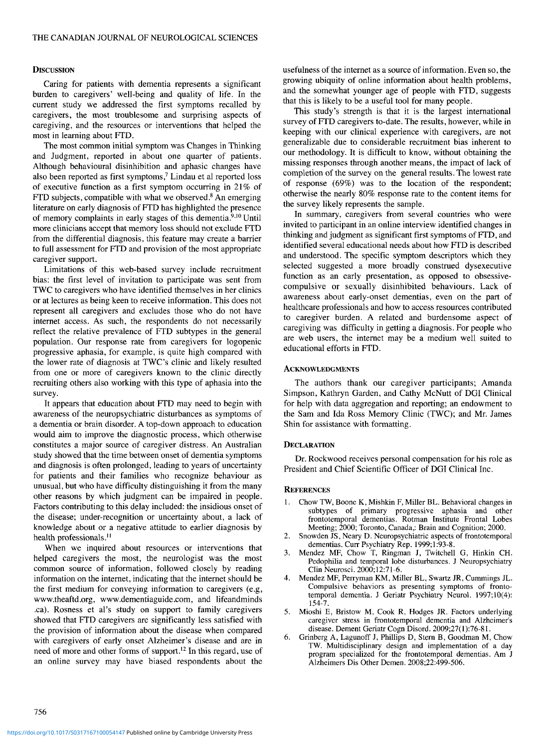## Discussion

Caring for patients with dementia represents a significant burden to caregivers' well-being and quality of life. In the current study we addressed the first symptoms recalled by caregivers, the most troublesome and surprising aspects of caregiving, and the resources or interventions that helped the most in learning about FTD.

The most common initial symptom was Changes in Thinking and Judgment, reported in about one quarter of patients. Although behavioural disinhibition and aphasic changes have also been reported as first symptoms,[7] Lindau et al reported loss of executive function as a first symptom occurring in 21% of FTD subjects, compatible with what we observed.[8] An emerging literature on early diagnosis of FTD has highlighted the presence of memory complaints in early stages of this dementia.[9,10] Until more clinicians accept that memory loss should not exclude FTD from the differential diagnosis, this feature may create a barrier to full assessment for FTD and provision of the most appropriate caregiver support.

Limitations of this web-based survey include recruitment bias: the first level of invitation to participate was sent from TWC to caregivers who have identified themselves in her clinics or at lectures as being keen to receive information. This does not represent all caregivers and excludes those who do not have internet access. As such, the respondents do not necessarily reflect the relative prevalence of FTD subtypes in the general population. Our response rate from caregivers for logopenic progressive aphasia, for example, is quite high compared with the lower rate of diagnosis at TWC's clinic and likely resulted from one or more of caregivers known to the clinic directly recruiting others also working with this type of aphasia into the survey.

It appears that education about FTD may need to begin with awareness of the neuropsychiatric disturbances as symptoms of a dementia or brain disorder. A top-down approach to education would aim to improve the diagnostic process, which otherwise constitutes a major source of caregiver distress. An Australian study showed that the time between onset of dementia symptoms and diagnosis is often prolonged, leading to years of uncertainty for patients and their families who recognize behaviour as unusual, but who have difficulty distinguishing it from the many other reasons by which judgment can be impaired in people. Factors contributing to this delay included: the insidious onset of the disease; under-recognition or uncertainty about, a lack of knowledge about or a negative attitude to earlier diagnosis by health professionals.[11]

When we inquired about resources or interventions that helped caregivers the most, the neurologist was the most common source of information, followed closely by reading information on the internet, indicating that the internet should be the first medium for conveying information to caregivers (e.g, www.theaftd.org, www.dementiaguide.com, and lifeandminds .ca). Rosness et al's study on support to family caregivers showed that FTD caregivers are significantly less satisfied with the provision of information about the disease when compared with caregivers of early onset Alzheimer's disease and are in need of more and other forms of support.[12] In this regard, use of an online survey may have biased respondents about the usefulness of the internet as a source of information. Even so, the growing ubiquity of online information about health problems, and the somewhat younger age of people with FTD, suggests that this is likely to be a useful tool for many people.

This study's strength is that it is the largest international survey of FTD caregivers to-date. The results, however, while in keeping with our clinical experience with caregivers, are not generalizable due to considerable recruitment bias inherent to our methodology. It is difficult to know, without obtaining the missing responses through another means, the impact of lack of completion of the survey on the general results. The lowest rate of response (69%) was to the location of the respondent; otherwise the nearly 80% response rate to the content items for the survey likely represents the sample.

In summary, caregivers from several countries who were invited to participant in an online interview identified changes in thinking and judgment as significant first symptoms of FTD, and identified several educational needs about how FTD is described and understood. The specific symptom descriptors which they selected suggested a more broadly construed dysexecutive function as an early presentation, as opposed to obsessive-compulsive or sexually disinhibited behaviours. Lack of awareness about early-onset dementias, even on the part of healthcare professionals and how to access resources contributed to caregiver burden. A related and burdensome aspect of caregiving was difficulty in getting a diagnosis. For people who are web users, the internet may be a medium well suited to educational efforts in FTD.

## Acknowledgments

The authors thank our caregiver participants; Amanda Simpson, Kathryn Garden, and Cathy McNutt of DGI Clinical for help with data aggregation and reporting; an endowment to the Sam and Ida Ross Memory Clinic (TWC); and Mr. James Shin for assistance with formatting.

## Declaration

Dr. Rockwood receives personal compensation for his role as President and Chief Scientific Officer of DGI Clinical Inc.

## References

1. Chow TW, Boone K, Mishkin F, Miller BL. Behavioral changes in subtypes of primary progressive aphasia and other frontotemporal dementias. Rotman Institute Frontal Lobes Meeting; 2000; Toronto, Canada,: Brain and Cognition; 2000.
2. Snowden JS, Neary D. Neuropsychiatric aspects of frontotemporal dementias. Curr Psychiatry Rep. 1999;1:93-8.
3. Mendez MF, Chow T, Ringman J, Twitchell G, Hinkin CH. Pedophilia and temporal lobe disturbances. J Neuropsychiatry Clin Neurosci. 2000;12:71-6.
4. Mendez MF, Perryman KM, Miller BL, Swartz JR, Cummings JL. Compulsive behaviors as presenting symptoms of frontotemporal dementia. J Geriatr Psychiatry Neurol. 1997;10(4): 154-7.
5. Mioshi E, Bristow M, Cook R, Hodges JR. Factors underlying caregiver stress in frontotemporal dementia and Alzheimer's disease. Dement Geriatr Cogn Disord. 2009;27(1):76-81.
6. Grinberg A, Lagunoff J, Phillips D, Stern B, Goodman M, Chow TW. Multidisciplinary design and implementation of a day program specialized for the frontotemporal dementias. Am J Alzheimers Dis Other Demen. 2008;22:499-506.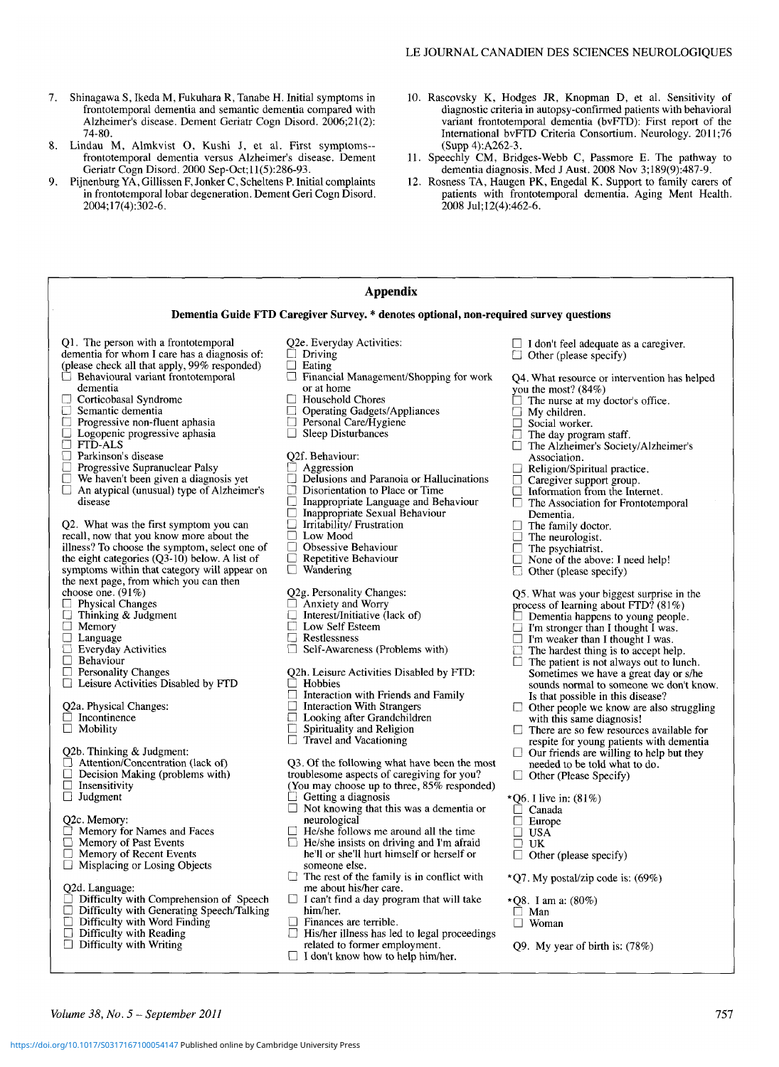7. Shinagawa S, Ikeda M, Fukuhara R, Tanabe H. Initial symptoms in frontotemporal dementia and semantic dementia compared with Alzheimer's disease. Dement Geriatr Cogn Disord. 2006;21(2): 74-80.
8. Lindau M, Almkvist O, Kushi J, et al. First symptoms--frontotemporal dementia versus Alzheimer's disease. Dement Geriatr Cogn Disord. 2000 Sep-Oct;11(5):286-93.
9. Pijnenburg YA, Gillissen F, Jonker C, Scheltens P. Initial complaints in frontotemporal lobar degeneration. Dement Geri Cogn Disord. 2004;17(4):302-6.
10. Rascovsky K, Hodges JR, Knopman D, et al. Sensitivity of diagnostic criteria in autopsy-confirmed patients with behavioral variant frontotemporal dementia (bvFTD): First report of the International bvFTD Criteria Consortium. Neurology. 2011;76 (Supp 4):A262-3.
11. Speechly CM, Bridges-Webb C, Passmore E. The pathway to dementia diagnosis. Med J Aust. 2008 Nov 3;189(9):487-9.
12. Rosness TA, Haugen PK, Engedal K. Support to family carers of patients with frontotemporal dementia. Aging Ment Health. 2008 Jul;12(4):462-6.

## Appendix

**Dementia Guide FTD Caregiver Survey. * denotes optional, non-required survey questions**

Q1. The person with a frontotemporal dementia for whom I care has a diagnosis of: (please check all that apply, 99% responded)
- ☐ Behavioural variant frontotemporal dementia
- ☐ Corticobasal Syndrome
- ☐ Semantic dementia
- ☐ Progressive non-fluent aphasia
- ☐ Logopenic progressive aphasia
- ☐ FTD-ALS
- ☐ Parkinson's disease
- ☐ Progressive Supranuclear Palsy
- ☐ We haven't been given a diagnosis yet
- ☐ An atypical (unusual) type of Alzheimer's disease

Q2. What was the first symptom you can recall, now that you know more about the illness? To choose the symptom, select one of the eight categories (Q3-10) below. A list of symptoms within that category will appear on the next page, from which you can then choose one. (91%)
- ☐ Physical Changes
- ☐ Thinking & Judgment
- ☐ Memory
- ☐ Language
- ☐ Everyday Activities
- ☐ Behaviour
- ☐ Personality Changes
- ☐ Leisure Activities Disabled by FTD

Q2a. Physical Changes:
- ☐ Incontinence
- ☐ Mobility

Q2b. Thinking & Judgment:
- ☐ Attention/Concentration (lack of)
- ☐ Decision Making (problems with)
- ☐ Insensitivity
- ☐ Judgment

Q2c. Memory:
- ☐ Memory for Names and Faces
- ☐ Memory of Past Events
- ☐ Memory of Recent Events
- ☐ Misplacing or Losing Objects

Q2d. Language:
- ☐ Difficulty with Comprehension of Speech
- ☐ Difficulty with Generating Speech/Talking
- ☐ Difficulty with Word Finding
- ☐ Difficulty with Reading
- ☐ Difficulty with Writing

Q2e. Everyday Activities:
- ☐ Driving
- ☐ Eating
- ☐ Financial Management/Shopping for work or at home
- ☐ Household Chores
- ☐ Operating Gadgets/Appliances
- ☐ Personal Care/Hygiene
- ☐ Sleep Disturbances

Q2f. Behaviour:
- ☐ Aggression
- ☐ Delusions and Paranoia or Hallucinations
- ☐ Disorientation to Place or Time
- ☐ Inappropriate Language and Behaviour
- ☐ Inappropriate Sexual Behaviour
- ☐ Irritability/ Frustration
- ☐ Low Mood
- ☐ Obsessive Behaviour
- ☐ Repetitive Behaviour
- ☐ Wandering

Q2g. Personality Changes:
- ☐ Anxiety and Worry
- ☐ Interest/Initiative (lack of)
- ☐ Low Self Esteem
- ☐ Restlessness
- ☐ Self-Awareness (Problems with)

Q2h. Leisure Activities Disabled by FTD:
- ☐ Hobbies
- ☐ Interaction with Friends and Family
- ☐ Interaction With Strangers
- ☐ Looking after Grandchildren
- ☐ Spirituality and Religion
- ☐ Travel and Vacationing

Q3. Of the following what have been the most troublesome aspects of caregiving for you? (You may choose up to three, 85% responded)
- ☐ Getting a diagnosis
- ☐ Not knowing that this was a dementia or neurological
- ☐ He/she follows me around all the time
- ☐ He/she insists on driving and I'm afraid he'll or she'll hurt himself or herself or someone else.
- ☐ The rest of the family is in conflict with me about his/her care.
- ☐ I can't find a day program that will take him/her.
- ☐ Finances are terrible.
- ☐ His/her illness has led to legal proceedings related to former employment.
- ☐ I don't know how to help him/her.
- ☐ I don't feel adequate as a caregiver.
- ☐ Other (please specify)

Q4. What resource or intervention has helped you the most? (84%)
- ☐ The nurse at my doctor's office.
- ☐ My children.
- ☐ Social worker.
- ☐ The day program staff.
- ☐ The Alzheimer's Society/Alzheimer's Association.
- ☐ Religion/Spiritual practice.
- ☐ Caregiver support group.
- ☐ Information from the Internet.
- ☐ The Association for Frontotemporal Dementia.
- ☐ The family doctor.
- ☐ The neurologist.
- ☐ The psychiatrist.
- ☐ None of the above: I need help!
- ☐ Other (please specify)

Q5. What was your biggest surprise in the process of learning about FTD? (81%)
- ☐ Dementia happens to young people.
- ☐ I'm stronger than I thought I was.
- ☐ I'm weaker than I thought I was.
- ☐ The hardest thing is to accept help.
- ☐ The patient is not always out to lunch. Sometimes we have a great day or s/he sounds normal to someone we don't know. Is that possible in this disease?
- ☐ Other people we know are also struggling with this same diagnosis!
- ☐ There are so few resources available for respite for young patients with dementia
- ☐ Our friends are willing to help but they needed to be told what to do.
- ☐ Other (Please Specify)

*Q6. I live in: (81%)
- ☐ Canada
- ☐ Europe
- ☐ USA
- ☐ UK
- ☐ Other (please specify)

*Q7. My postal/zip code is: (69%)

*Q8. I am a: (80%)
- ☐ Man
- ☐ Woman

Q9. My year of birth is: (78%)